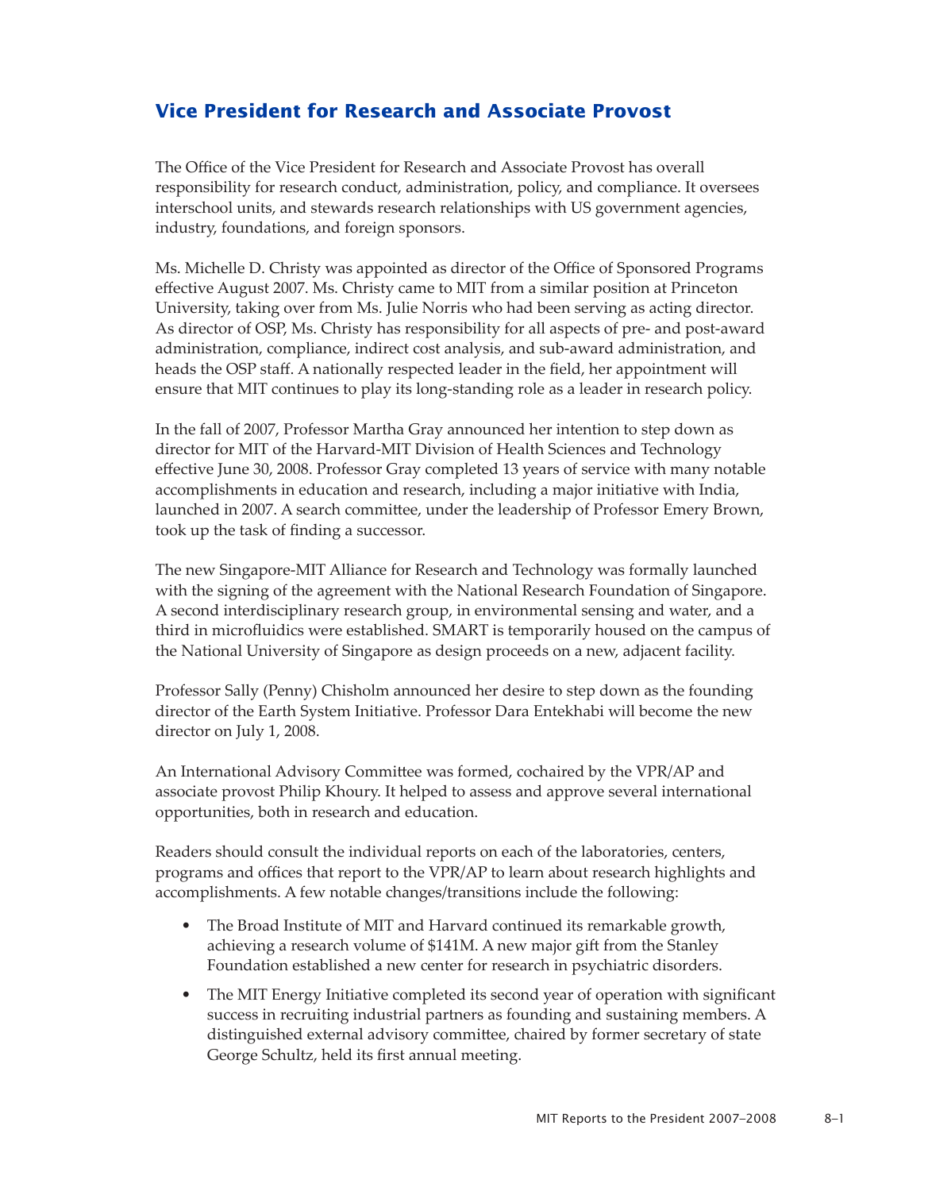## Vice President for Research and Associate Provost

The Office of the Vice President for Research and Associate Provost has overall responsibility for research conduct, administration, policy, and compliance. It oversees interschool units, and stewards research relationships with US government agencies, industry, foundations, and foreign sponsors.

Ms. Michelle D. Christy was appointed as director of the Office of Sponsored Programs effective August 2007. Ms. Christy came to MIT from a similar position at Princeton University, taking over from Ms. Julie Norris who had been serving as acting director. As director of OSP, Ms. Christy has responsibility for all aspects of pre- and post-award administration, compliance, indirect cost analysis, and sub-award administration, and heads the OSP staff. A nationally respected leader in the field, her appointment will ensure that MIT continues to play its long-standing role as a leader in research policy.

In the fall of 2007, Professor Martha Gray announced her intention to step down as director for MIT of the Harvard-MIT Division of Health Sciences and Technology effective June 30, 2008. Professor Gray completed 13 years of service with many notable accomplishments in education and research, including a major initiative with India, launched in 2007. A search committee, under the leadership of Professor Emery Brown, took up the task of finding a successor.

The new Singapore-MIT Alliance for Research and Technology was formally launched with the signing of the agreement with the National Research Foundation of Singapore. A second interdisciplinary research group, in environmental sensing and water, and a third in microfluidics were established. SMART is temporarily housed on the campus of the National University of Singapore as design proceeds on a new, adjacent facility.

Professor Sally (Penny) Chisholm announced her desire to step down as the founding director of the Earth System Initiative. Professor Dara Entekhabi will become the new director on July 1, 2008.

An International Advisory Committee was formed, cochaired by the VPR/AP and associate provost Philip Khoury. It helped to assess and approve several international opportunities, both in research and education.

Readers should consult the individual reports on each of the laboratories, centers, programs and offices that report to the VPR/AP to learn about research highlights and accomplishments. A few notable changes/transitions include the following:

- The Broad Institute of MIT and Harvard continued its remarkable growth, achieving a research volume of $141M. A new major gift from the Stanley Foundation established a new center for research in psychiatric disorders.
- The MIT Energy Initiative completed its second year of operation with significant success in recruiting industrial partners as founding and sustaining members. A distinguished external advisory committee, chaired by former secretary of state George Schultz, held its first annual meeting.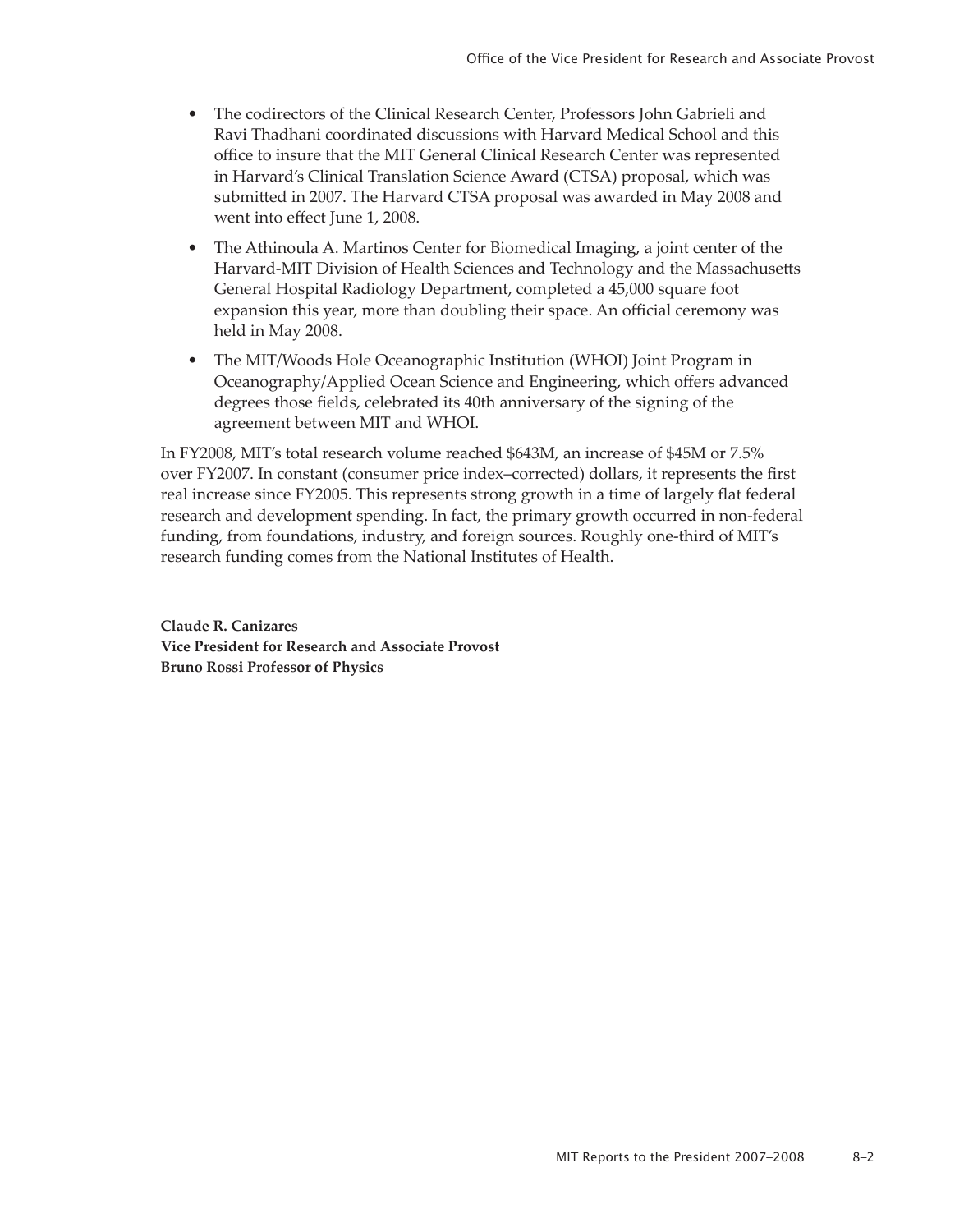- The codirectors of the Clinical Research Center, Professors John Gabrieli and Ravi Thadhani coordinated discussions with Harvard Medical School and this office to insure that the MIT General Clinical Research Center was represented in Harvard's Clinical Translation Science Award (CTSA) proposal, which was submitted in 2007. The Harvard CTSA proposal was awarded in May 2008 and went into effect June 1, 2008.
- The Athinoula A. Martinos Center for Biomedical Imaging, a joint center of the Harvard-MIT Division of Health Sciences and Technology and the Massachusetts General Hospital Radiology Department, completed a 45,000 square foot expansion this year, more than doubling their space. An official ceremony was held in May 2008.
- The MIT/Woods Hole Oceanographic Institution (WHOI) Joint Program in Oceanography/Applied Ocean Science and Engineering, which offers advanced degrees those fields, celebrated its 40th anniversary of the signing of the agreement between MIT and WHOI.

In FY2008, MIT's total research volume reached $643M, an increase of $45M or 7.5% over FY2007. In constant (consumer price index–corrected) dollars, it represents the first real increase since FY2005. This represents strong growth in a time of largely flat federal research and development spending. In fact, the primary growth occurred in non-federal funding, from foundations, industry, and foreign sources. Roughly one-third of MIT's research funding comes from the National Institutes of Health.

**Claude R. Canizares**
**Vice President for Research and Associate Provost**
**Bruno Rossi Professor of Physics**